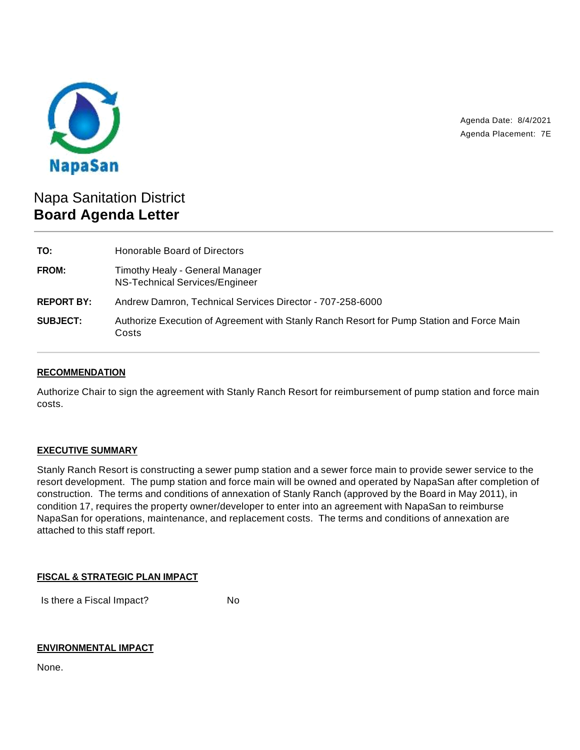NapaSan

Agenda Date: 8/4/2021
Agenda Placement: 7E

# Napa Sanitation District
# **Board Agenda Letter**

| | |
|---|---|
| **TO:** | Honorable Board of Directors |
| **FROM:** | Timothy Healy - General Manager<br>NS-Technical Services/Engineer |
| **REPORT BY:** | Andrew Damron, Technical Services Director - 707-258-6000 |
| **SUBJECT:** | Authorize Execution of Agreement with Stanly Ranch Resort for Pump Station and Force Main Costs |

## RECOMMENDATION

Authorize Chair to sign the agreement with Stanly Ranch Resort for reimbursement of pump station and force main costs.

## EXECUTIVE SUMMARY

Stanly Ranch Resort is constructing a sewer pump station and a sewer force main to provide sewer service to the resort development. The pump station and force main will be owned and operated by NapaSan after completion of construction. The terms and conditions of annexation of Stanly Ranch (approved by the Board in May 2011), in condition 17, requires the property owner/developer to enter into an agreement with NapaSan to reimburse NapaSan for operations, maintenance, and replacement costs. The terms and conditions of annexation are attached to this staff report.

## FISCAL & STRATEGIC PLAN IMPACT

Is there a Fiscal Impact? No

## ENVIRONMENTAL IMPACT

None.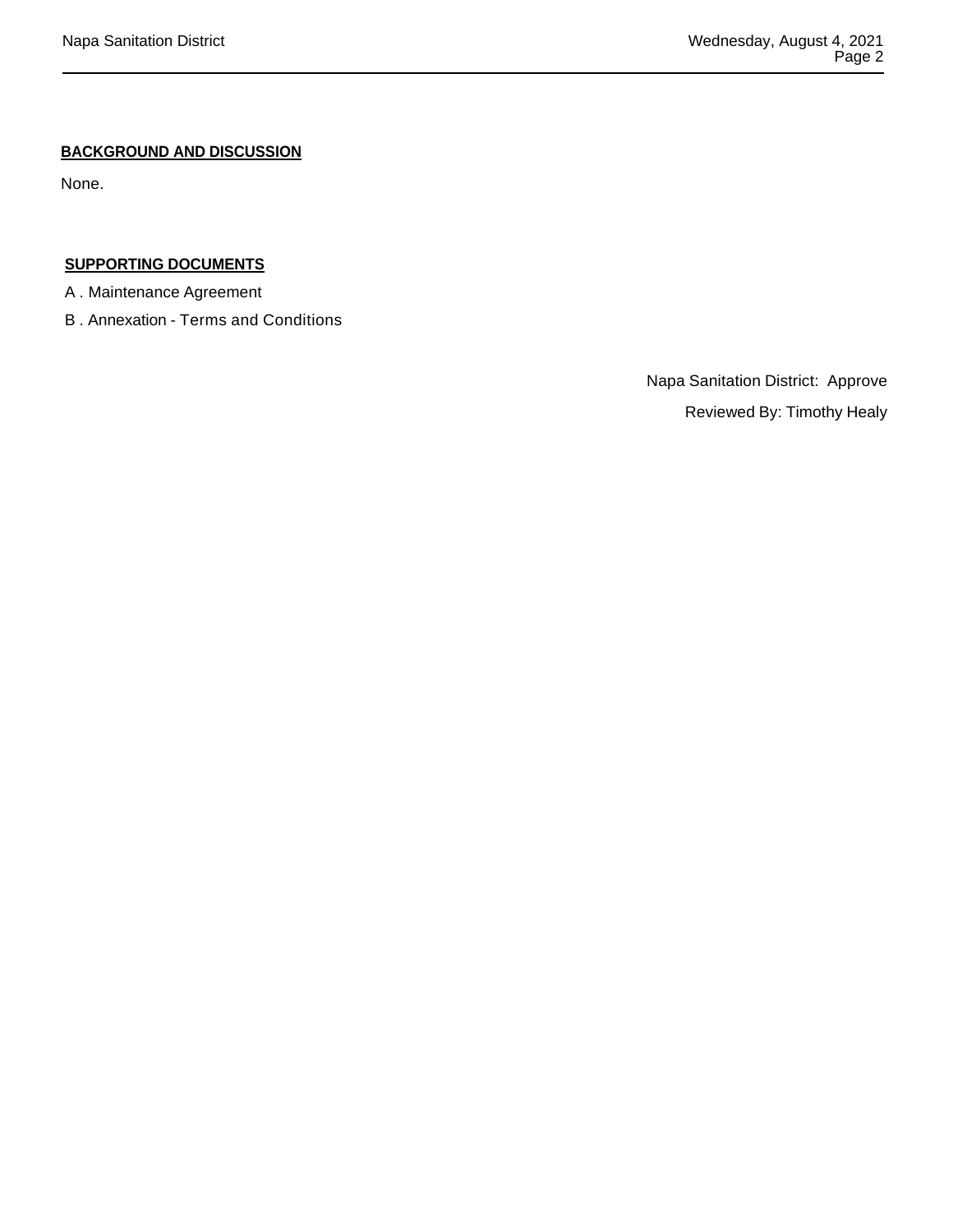**BACKGROUND AND DISCUSSION**

None.

**SUPPORTING DOCUMENTS**

A . Maintenance Agreement

B . Annexation - Terms and Conditions

Napa Sanitation District: Approve

Reviewed By: Timothy Healy